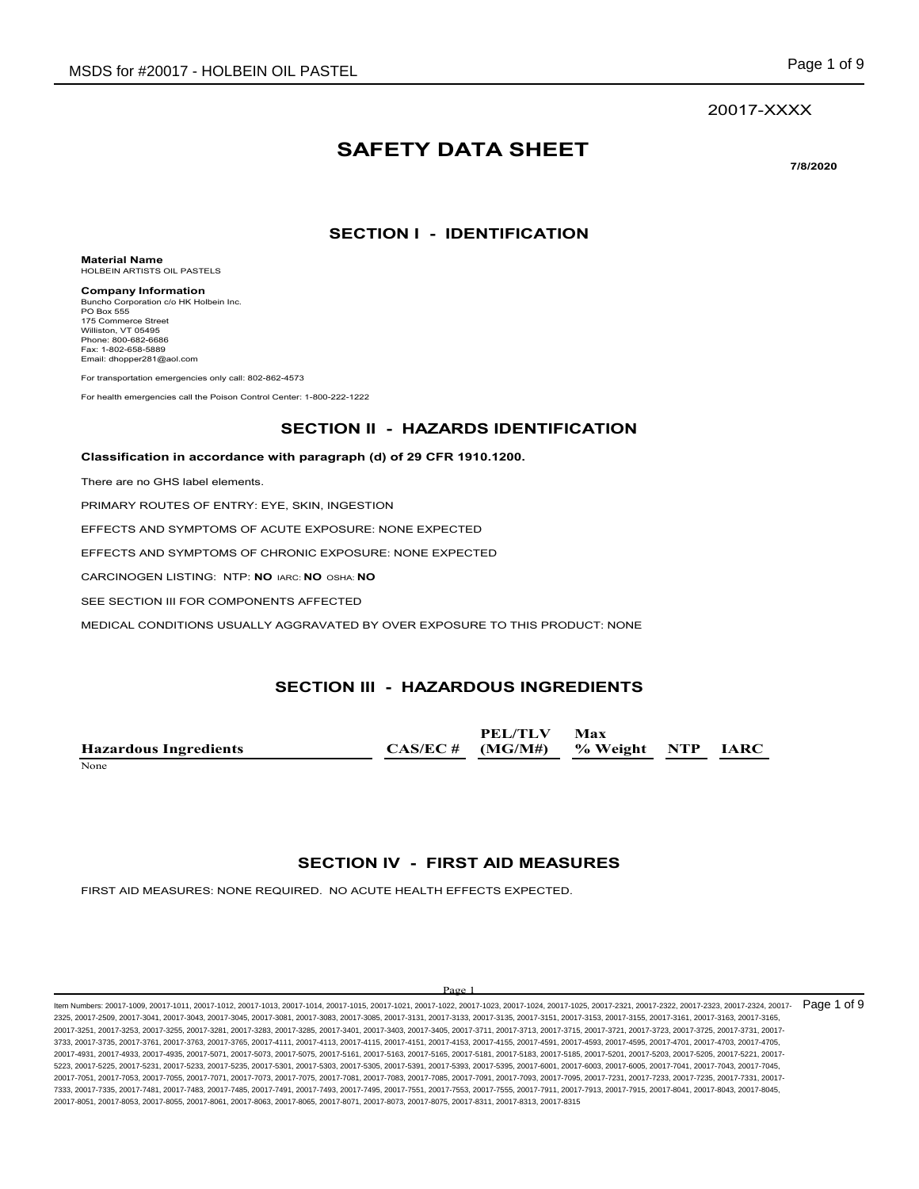20017-XXXX

# SAFETY DATA SHEET

**7/8/2020**

## SECTION I - IDENTIFICATION

**Material Name**
HOLBEIN ARTISTS OIL PASTELS

**Company Information**
Buncho Corporation c/o HK Holbein Inc.
PO Box 555
175 Commerce Street
Williston, VT 05495
Phone: 800-682-6686
Fax: 1-802-658-5889
Email: dhopper281@aol.com

For transportation emergencies only call: 802-862-4573

For health emergencies call the Poison Control Center: 1-800-222-1222

## SECTION II - HAZARDS IDENTIFICATION

**Classification in accordance with paragraph (d) of 29 CFR 1910.1200.**

There are no GHS label elements.

PRIMARY ROUTES OF ENTRY: EYE, SKIN, INGESTION

EFFECTS AND SYMPTOMS OF ACUTE EXPOSURE: NONE EXPECTED

EFFECTS AND SYMPTOMS OF CHRONIC EXPOSURE: NONE EXPECTED

CARCINOGEN LISTING: NTP: **NO** IARC: **NO** OSHA: **NO**

SEE SECTION III FOR COMPONENTS AFFECTED

MEDICAL CONDITIONS USUALLY AGGRAVATED BY OVER EXPOSURE TO THIS PRODUCT: NONE

## SECTION III - HAZARDOUS INGREDIENTS

| Hazardous Ingredients | CAS/EC # | PEL/TLV (MG/M#) | Max % Weight | NTP | IARC |
|---|---|---|---|---|---|
| None | | | | | |

## SECTION IV - FIRST AID MEASURES

FIRST AID MEASURES: NONE REQUIRED. NO ACUTE HEALTH EFFECTS EXPECTED.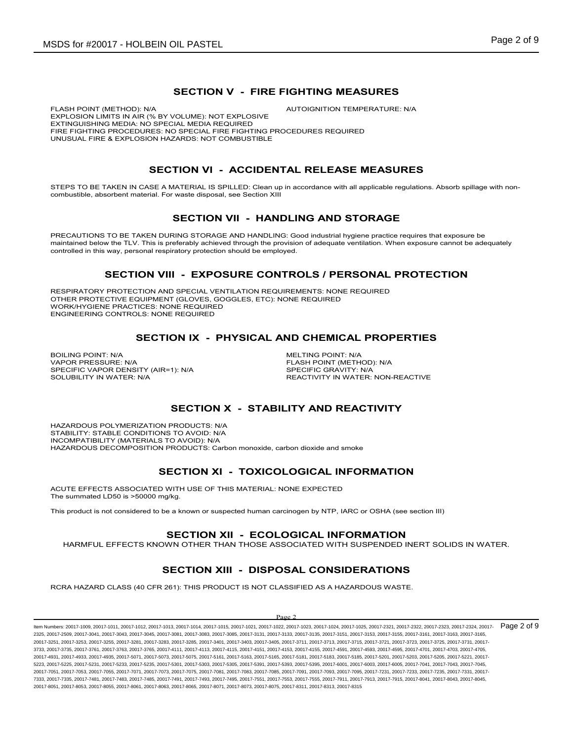## SECTION V - FIRE FIGHTING MEASURES

FLASH POINT (METHOD): N/A

AUTOIGNITION TEMPERATURE: N/A

EXPLOSION LIMITS IN AIR (% BY VOLUME): NOT EXPLOSIVE

EXTINGUISHING MEDIA: NO SPECIAL MEDIA REQUIRED

FIRE FIGHTING PROCEDURES: NO SPECIAL FIRE FIGHTING PROCEDURES REQUIRED

UNUSUAL FIRE & EXPLOSION HAZARDS: NOT COMBUSTIBLE

## SECTION VI - ACCIDENTAL RELEASE MEASURES

STEPS TO BE TAKEN IN CASE A MATERIAL IS SPILLED: Clean up in accordance with all applicable regulations. Absorb spillage with non-combustible, absorbent material. For waste disposal, see Section XIII

## SECTION VII - HANDLING AND STORAGE

PRECAUTIONS TO BE TAKEN DURING STORAGE AND HANDLING: Good industrial hygiene practice requires that exposure be maintained below the TLV. This is preferably achieved through the provision of adequate ventilation. When exposure cannot be adequately controlled in this way, personal respiratory protection should be employed.

## SECTION VIII - EXPOSURE CONTROLS / PERSONAL PROTECTION

RESPIRATORY PROTECTION AND SPECIAL VENTILATION REQUIREMENTS: NONE REQUIRED

OTHER PROTECTIVE EQUIPMENT (GLOVES, GOGGLES, ETC): NONE REQUIRED

WORK/HYGIENE PRACTICES: NONE REQUIRED

ENGINEERING CONTROLS: NONE REQUIRED

## SECTION IX - PHYSICAL AND CHEMICAL PROPERTIES

BOILING POINT: N/A

MELTING POINT: N/A

VAPOR PRESSURE: N/A

FLASH POINT (METHOD): N/A

SPECIFIC VAPOR DENSITY (AIR=1): N/A

SPECIFIC GRAVITY: N/A

SOLUBILITY IN WATER: N/A

REACTIVITY IN WATER: NON-REACTIVE

## SECTION X - STABILITY AND REACTIVITY

HAZARDOUS POLYMERIZATION PRODUCTS: N/A

STABILITY: STABLE CONDITIONS TO AVOID: N/A

INCOMPATIBILITY (MATERIALS TO AVOID): N/A

HAZARDOUS DECOMPOSITION PRODUCTS: Carbon monoxide, carbon dioxide and smoke

## SECTION XI - TOXICOLOGICAL INFORMATION

ACUTE EFFECTS ASSOCIATED WITH USE OF THIS MATERIAL: NONE EXPECTED

The summated LD50 is >50000 mg/kg.

This product is not considered to be a known or suspected human carcinogen by NTP, IARC or OSHA (see section III)

## SECTION XII - ECOLOGICAL INFORMATION

HARMFUL EFFECTS KNOWN OTHER THAN THOSE ASSOCIATED WITH SUSPENDED INERT SOLIDS IN WATER.

## SECTION XIII - DISPOSAL CONSIDERATIONS

RCRA HAZARD CLASS (40 CFR 261): THIS PRODUCT IS NOT CLASSIFIED AS A HAZARDOUS WASTE.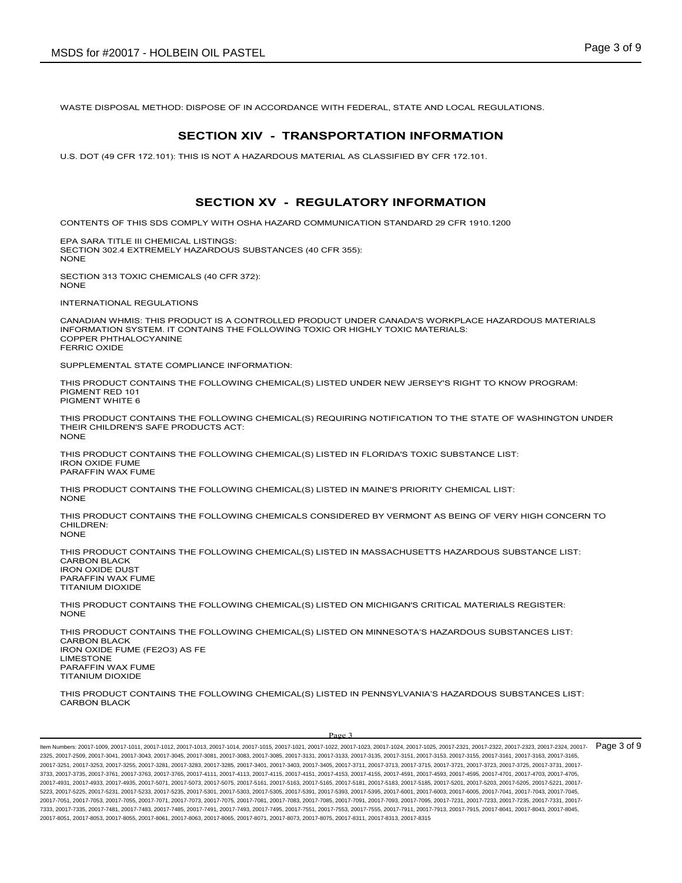WASTE DISPOSAL METHOD: DISPOSE OF IN ACCORDANCE WITH FEDERAL, STATE AND LOCAL REGULATIONS.

## SECTION XIV - TRANSPORTATION INFORMATION

U.S. DOT (49 CFR 172.101): THIS IS NOT A HAZARDOUS MATERIAL AS CLASSIFIED BY CFR 172.101.

## SECTION XV - REGULATORY INFORMATION

CONTENTS OF THIS SDS COMPLY WITH OSHA HAZARD COMMUNICATION STANDARD 29 CFR 1910.1200

EPA SARA TITLE III CHEMICAL LISTINGS:
SECTION 302.4 EXTREMELY HAZARDOUS SUBSTANCES (40 CFR 355):
NONE

SECTION 313 TOXIC CHEMICALS (40 CFR 372):
NONE

INTERNATIONAL REGULATIONS

CANADIAN WHMIS: THIS PRODUCT IS A CONTROLLED PRODUCT UNDER CANADA'S WORKPLACE HAZARDOUS MATERIALS INFORMATION SYSTEM. IT CONTAINS THE FOLLOWING TOXIC OR HIGHLY TOXIC MATERIALS:
COPPER PHTHALOCYANINE
FERRIC OXIDE

SUPPLEMENTAL STATE COMPLIANCE INFORMATION:

THIS PRODUCT CONTAINS THE FOLLOWING CHEMICAL(S) LISTED UNDER NEW JERSEY'S RIGHT TO KNOW PROGRAM:
PIGMENT RED 101
PIGMENT WHITE 6

THIS PRODUCT CONTAINS THE FOLLOWING CHEMICAL(S) REQUIRING NOTIFICATION TO THE STATE OF WASHINGTON UNDER THEIR CHILDREN'S SAFE PRODUCTS ACT:
NONE

THIS PRODUCT CONTAINS THE FOLLOWING CHEMICAL(S) LISTED IN FLORIDA'S TOXIC SUBSTANCE LIST:
IRON OXIDE FUME
PARAFFIN WAX FUME

THIS PRODUCT CONTAINS THE FOLLOWING CHEMICAL(S) LISTED IN MAINE'S PRIORITY CHEMICAL LIST:
NONE

THIS PRODUCT CONTAINS THE FOLLOWING CHEMICALS CONSIDERED BY VERMONT AS BEING OF VERY HIGH CONCERN TO CHILDREN:
NONE

THIS PRODUCT CONTAINS THE FOLLOWING CHEMICAL(S) LISTED IN MASSACHUSETTS HAZARDOUS SUBSTANCE LIST:
CARBON BLACK
IRON OXIDE DUST
PARAFFIN WAX FUME
TITANIUM DIOXIDE

THIS PRODUCT CONTAINS THE FOLLOWING CHEMICAL(S) LISTED ON MICHIGAN'S CRITICAL MATERIALS REGISTER:
NONE

THIS PRODUCT CONTAINS THE FOLLOWING CHEMICAL(S) LISTED ON MINNESOTA'S HAZARDOUS SUBSTANCES LIST:
CARBON BLACK
IRON OXIDE FUME ($FE_2O_3$) AS FE
LIMESTONE
PARAFFIN WAX FUME
TITANIUM DIOXIDE

THIS PRODUCT CONTAINS THE FOLLOWING CHEMICAL(S) LISTED IN PENNSYLVANIA'S HAZARDOUS SUBSTANCES LIST:
CARBON BLACK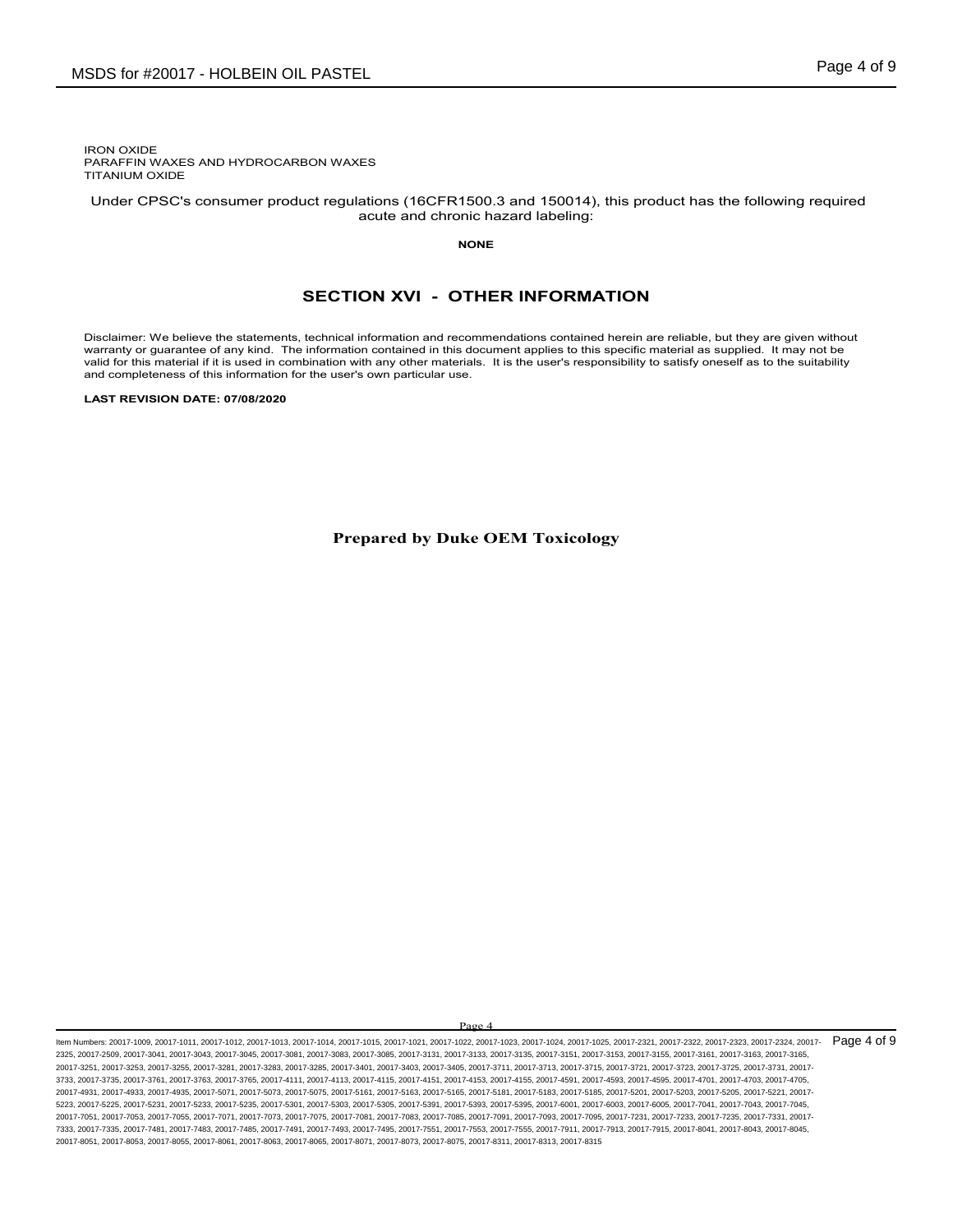IRON OXIDE
PARAFFIN WAXES AND HYDROCARBON WAXES
TITANIUM OXIDE

Under CPSC's consumer product regulations (16CFR1500.3 and 150014), this product has the following required acute and chronic hazard labeling:

**NONE**

## SECTION XVI - OTHER INFORMATION

Disclaimer: We believe the statements, technical information and recommendations contained herein are reliable, but they are given without warranty or guarantee of any kind. The information contained in this document applies to this specific material as supplied. It may not be valid for this material if it is used in combination with any other materials. It is the user's responsibility to satisfy oneself as to the suitability and completeness of this information for the user's own particular use.

**LAST REVISION DATE: 07/08/2020**

**Prepared by Duke OEM Toxicology**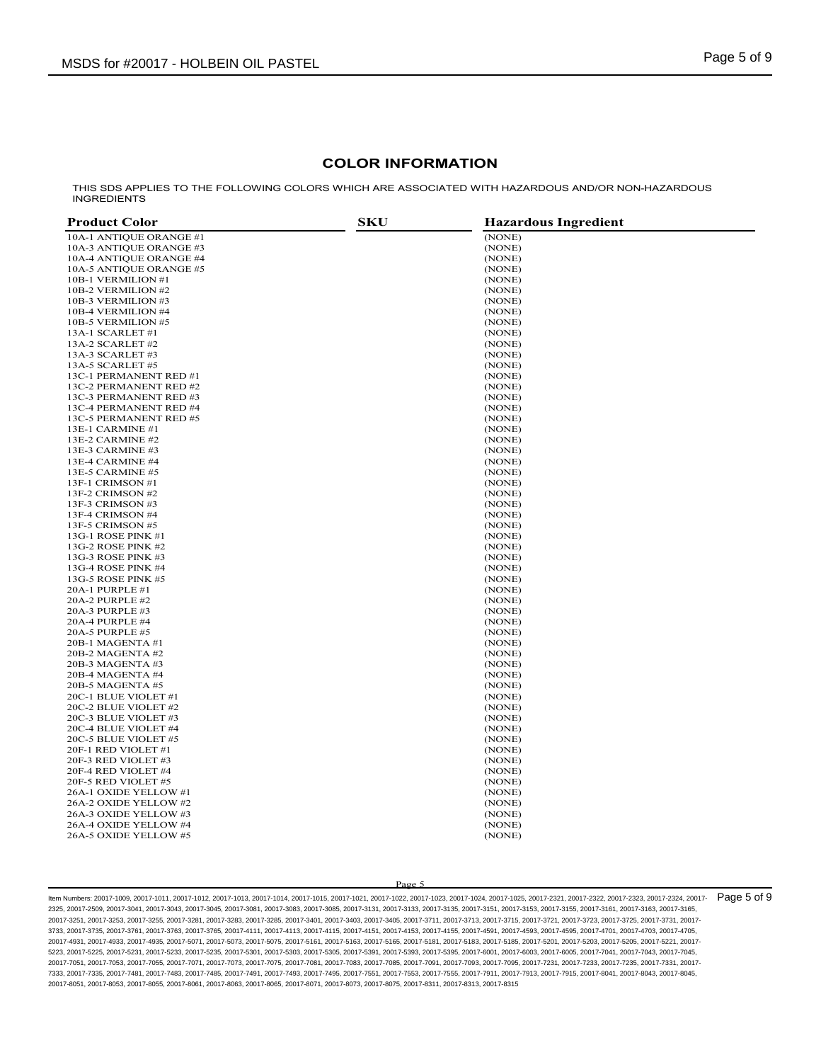## COLOR INFORMATION

THIS SDS APPLIES TO THE FOLLOWING COLORS WHICH ARE ASSOCIATED WITH HAZARDOUS AND/OR NON-HAZARDOUS INGREDIENTS

| Product Color | SKU | Hazardous Ingredient |
|---|---|---|
| 10A-1 ANTIQUE ORANGE #1 | | (NONE) |
| 10A-3 ANTIQUE ORANGE #3 | | (NONE) |
| 10A-4 ANTIQUE ORANGE #4 | | (NONE) |
| 10A-5 ANTIQUE ORANGE #5 | | (NONE) |
| 10B-1 VERMILION #1 | | (NONE) |
| 10B-2 VERMILION #2 | | (NONE) |
| 10B-3 VERMILION #3 | | (NONE) |
| 10B-4 VERMILION #4 | | (NONE) |
| 10B-5 VERMILION #5 | | (NONE) |
| 13A-1 SCARLET #1 | | (NONE) |
| 13A-2 SCARLET #2 | | (NONE) |
| 13A-3 SCARLET #3 | | (NONE) |
| 13A-5 SCARLET #5 | | (NONE) |
| 13C-1 PERMANENT RED #1 | | (NONE) |
| 13C-2 PERMANENT RED #2 | | (NONE) |
| 13C-3 PERMANENT RED #3 | | (NONE) |
| 13C-4 PERMANENT RED #4 | | (NONE) |
| 13C-5 PERMANENT RED #5 | | (NONE) |
| 13E-1 CARMINE #1 | | (NONE) |
| 13E-2 CARMINE #2 | | (NONE) |
| 13E-3 CARMINE #3 | | (NONE) |
| 13E-4 CARMINE #4 | | (NONE) |
| 13E-5 CARMINE #5 | | (NONE) |
| 13F-1 CRIMSON #1 | | (NONE) |
| 13F-2 CRIMSON #2 | | (NONE) |
| 13F-3 CRIMSON #3 | | (NONE) |
| 13F-4 CRIMSON #4 | | (NONE) |
| 13F-5 CRIMSON #5 | | (NONE) |
| 13G-1 ROSE PINK #1 | | (NONE) |
| 13G-2 ROSE PINK #2 | | (NONE) |
| 13G-3 ROSE PINK #3 | | (NONE) |
| 13G-4 ROSE PINK #4 | | (NONE) |
| 13G-5 ROSE PINK #5 | | (NONE) |
| 20A-1 PURPLE #1 | | (NONE) |
| 20A-2 PURPLE #2 | | (NONE) |
| 20A-3 PURPLE #3 | | (NONE) |
| 20A-4 PURPLE #4 | | (NONE) |
| 20A-5 PURPLE #5 | | (NONE) |
| 20B-1 MAGENTA #1 | | (NONE) |
| 20B-2 MAGENTA #2 | | (NONE) |
| 20B-3 MAGENTA #3 | | (NONE) |
| 20B-4 MAGENTA #4 | | (NONE) |
| 20B-5 MAGENTA #5 | | (NONE) |
| 20C-1 BLUE VIOLET #1 | | (NONE) |
| 20C-2 BLUE VIOLET #2 | | (NONE) |
| 20C-3 BLUE VIOLET #3 | | (NONE) |
| 20C-4 BLUE VIOLET #4 | | (NONE) |
| 20C-5 BLUE VIOLET #5 | | (NONE) |
| 20F-1 RED VIOLET #1 | | (NONE) |
| 20F-3 RED VIOLET #3 | | (NONE) |
| 20F-4 RED VIOLET #4 | | (NONE) |
| 20F-5 RED VIOLET #5 | | (NONE) |
| 26A-1 OXIDE YELLOW #1 | | (NONE) |
| 26A-2 OXIDE YELLOW #2 | | (NONE) |
| 26A-3 OXIDE YELLOW #3 | | (NONE) |
| 26A-4 OXIDE YELLOW #4 | | (NONE) |
| 26A-5 OXIDE YELLOW #5 | | (NONE) |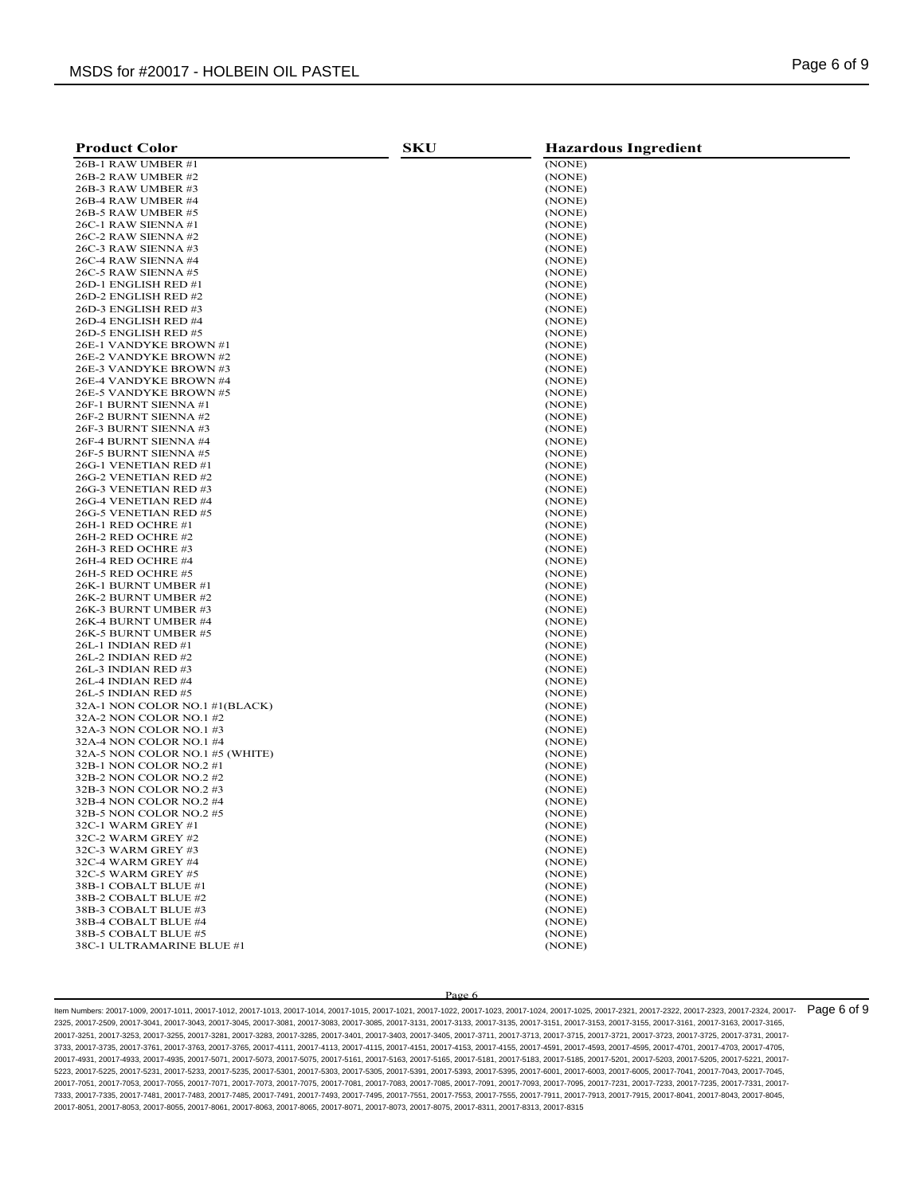| Product Color | SKU | Hazardous Ingredient |
|---|---|---|
| 26B-1 RAW UMBER #1 | | (NONE) |
| 26B-2 RAW UMBER #2 | | (NONE) |
| 26B-3 RAW UMBER #3 | | (NONE) |
| 26B-4 RAW UMBER #4 | | (NONE) |
| 26B-5 RAW UMBER #5 | | (NONE) |
| 26C-1 RAW SIENNA #1 | | (NONE) |
| 26C-2 RAW SIENNA #2 | | (NONE) |
| 26C-3 RAW SIENNA #3 | | (NONE) |
| 26C-4 RAW SIENNA #4 | | (NONE) |
| 26C-5 RAW SIENNA #5 | | (NONE) |
| 26D-1 ENGLISH RED #1 | | (NONE) |
| 26D-2 ENGLISH RED #2 | | (NONE) |
| 26D-3 ENGLISH RED #3 | | (NONE) |
| 26D-4 ENGLISH RED #4 | | (NONE) |
| 26D-5 ENGLISH RED #5 | | (NONE) |
| 26E-1 VANDYKE BROWN #1 | | (NONE) |
| 26E-2 VANDYKE BROWN #2 | | (NONE) |
| 26E-3 VANDYKE BROWN #3 | | (NONE) |
| 26E-4 VANDYKE BROWN #4 | | (NONE) |
| 26E-5 VANDYKE BROWN #5 | | (NONE) |
| 26F-1 BURNT SIENNA #1 | | (NONE) |
| 26F-2 BURNT SIENNA #2 | | (NONE) |
| 26F-3 BURNT SIENNA #3 | | (NONE) |
| 26F-4 BURNT SIENNA #4 | | (NONE) |
| 26F-5 BURNT SIENNA #5 | | (NONE) |
| 26G-1 VENETIAN RED #1 | | (NONE) |
| 26G-2 VENETIAN RED #2 | | (NONE) |
| 26G-3 VENETIAN RED #3 | | (NONE) |
| 26G-4 VENETIAN RED #4 | | (NONE) |
| 26G-5 VENETIAN RED #5 | | (NONE) |
| 26H-1 RED OCHRE #1 | | (NONE) |
| 26H-2 RED OCHRE #2 | | (NONE) |
| 26H-3 RED OCHRE #3 | | (NONE) |
| 26H-4 RED OCHRE #4 | | (NONE) |
| 26H-5 RED OCHRE #5 | | (NONE) |
| 26K-1 BURNT UMBER #1 | | (NONE) |
| 26K-2 BURNT UMBER #2 | | (NONE) |
| 26K-3 BURNT UMBER #3 | | (NONE) |
| 26K-4 BURNT UMBER #4 | | (NONE) |
| 26K-5 BURNT UMBER #5 | | (NONE) |
| 26L-1 INDIAN RED #1 | | (NONE) |
| 26L-2 INDIAN RED #2 | | (NONE) |
| 26L-3 INDIAN RED #3 | | (NONE) |
| 26L-4 INDIAN RED #4 | | (NONE) |
| 26L-5 INDIAN RED #5 | | (NONE) |
| 32A-1 NON COLOR NO.1 #1(BLACK) | | (NONE) |
| 32A-2 NON COLOR NO.1 #2 | | (NONE) |
| 32A-3 NON COLOR NO.1 #3 | | (NONE) |
| 32A-4 NON COLOR NO.1 #4 | | (NONE) |
| 32A-5 NON COLOR NO.1 #5 (WHITE) | | (NONE) |
| 32B-1 NON COLOR NO.2 #1 | | (NONE) |
| 32B-2 NON COLOR NO.2 #2 | | (NONE) |
| 32B-3 NON COLOR NO.2 #3 | | (NONE) |
| 32B-4 NON COLOR NO.2 #4 | | (NONE) |
| 32B-5 NON COLOR NO.2 #5 | | (NONE) |
| 32C-1 WARM GREY #1 | | (NONE) |
| 32C-2 WARM GREY #2 | | (NONE) |
| 32C-3 WARM GREY #3 | | (NONE) |
| 32C-4 WARM GREY #4 | | (NONE) |
| 32C-5 WARM GREY #5 | | (NONE) |
| 38B-1 COBALT BLUE #1 | | (NONE) |
| 38B-2 COBALT BLUE #2 | | (NONE) |
| 38B-3 COBALT BLUE #3 | | (NONE) |
| 38B-4 COBALT BLUE #4 | | (NONE) |
| 38B-5 COBALT BLUE #5 | | (NONE) |
| 38C-1 ULTRAMARINE BLUE #1 | | (NONE) |

Item Numbers: 20017-1009, 20017-1011, 20017-1012, 20017-1013, 20017-1014, 20017-1015, 20017-1021, 20017-1022, 20017-1023, 20017-1024, 20017-1025, 20017-2321, 20017-2322, 20017-2323, 20017-2324, 20017-2325, 20017-2509, 20017-3041, 20017-3043, 20017-3045, 20017-3081, 20017-3083, 20017-3085, 20017-3131, 20017-3133, 20017-3135, 20017-3151, 20017-3153, 20017-3155, 20017-3161, 20017-3163, 20017-3165, 20017-3251, 20017-3253, 20017-3255, 20017-3281, 20017-3283, 20017-3285, 20017-3401, 20017-3403, 20017-3405, 20017-3711, 20017-3713, 20017-3715, 20017-3721, 20017-3723, 20017-3725, 20017-3731, 20017-3733, 20017-3735, 20017-3761, 20017-3763, 20017-3765, 20017-4111, 20017-4113, 20017-4115, 20017-4151, 20017-4153, 20017-4155, 20017-4591, 20017-4593, 20017-4595, 20017-4701, 20017-4703, 20017-4705, 20017-4931, 20017-4933, 20017-4935, 20017-5071, 20017-5073, 20017-5075, 20017-5161, 20017-5163, 20017-5165, 20017-5181, 20017-5183, 20017-5185, 20017-5201, 20017-5203, 20017-5205, 20017-5221, 20017-5223, 20017-5225, 20017-5231, 20017-5233, 20017-5235, 20017-5301, 20017-5303, 20017-5305, 20017-5391, 20017-5393, 20017-5395, 20017-6001, 20017-6003, 20017-6005, 20017-7041, 20017-7043, 20017-7045, 20017-7051, 20017-7053, 20017-7055, 20017-7071, 20017-7073, 20017-7075, 20017-7081, 20017-7083, 20017-7085, 20017-7091, 20017-7093, 20017-7095, 20017-7231, 20017-7233, 20017-7235, 20017-7331, 20017-7333, 20017-7335, 20017-7481, 20017-7483, 20017-7485, 20017-7491, 20017-7493, 20017-7495, 20017-7551, 20017-7553, 20017-7555, 20017-7911, 20017-7913, 20017-7915, 20017-8041, 20017-8043, 20017-8045, 20017-8051, 20017-8053, 20017-8055, 20017-8061, 20017-8063, 20017-8065, 20017-8071, 20017-8073, 20017-8075, 20017-8311, 20017-8313, 20017-8315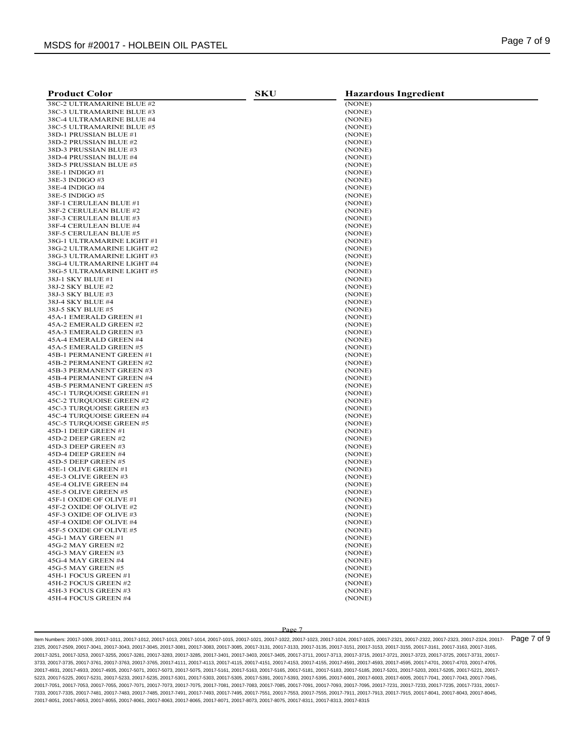| Product Color | SKU | Hazardous Ingredient |
|---|---|---|
| 38C-2 ULTRAMARINE BLUE #2 | | (NONE) |
| 38C-3 ULTRAMARINE BLUE #3 | | (NONE) |
| 38C-4 ULTRAMARINE BLUE #4 | | (NONE) |
| 38C-5 ULTRAMARINE BLUE #5 | | (NONE) |
| 38D-1 PRUSSIAN BLUE #1 | | (NONE) |
| 38D-2 PRUSSIAN BLUE #2 | | (NONE) |
| 38D-3 PRUSSIAN BLUE #3 | | (NONE) |
| 38D-4 PRUSSIAN BLUE #4 | | (NONE) |
| 38D-5 PRUSSIAN BLUE #5 | | (NONE) |
| 38E-1 INDIGO #1 | | (NONE) |
| 38E-3 INDIGO #3 | | (NONE) |
| 38E-4 INDIGO #4 | | (NONE) |
| 38E-5 INDIGO #5 | | (NONE) |
| 38F-1 CERULEAN BLUE #1 | | (NONE) |
| 38F-2 CERULEAN BLUE #2 | | (NONE) |
| 38F-3 CERULEAN BLUE #3 | | (NONE) |
| 38F-4 CERULEAN BLUE #4 | | (NONE) |
| 38F-5 CERULEAN BLUE #5 | | (NONE) |
| 38G-1 ULTRAMARINE LIGHT #1 | | (NONE) |
| 38G-2 ULTRAMARINE LIGHT #2 | | (NONE) |
| 38G-3 ULTRAMARINE LIGHT #3 | | (NONE) |
| 38G-4 ULTRAMARINE LIGHT #4 | | (NONE) |
| 38G-5 ULTRAMARINE LIGHT #5 | | (NONE) |
| 38J-1 SKY BLUE #1 | | (NONE) |
| 38J-2 SKY BLUE #2 | | (NONE) |
| 38J-3 SKY BLUE #3 | | (NONE) |
| 38J-4 SKY BLUE #4 | | (NONE) |
| 38J-5 SKY BLUE #5 | | (NONE) |
| 45A-1 EMERALD GREEN #1 | | (NONE) |
| 45A-2 EMERALD GREEN #2 | | (NONE) |
| 45A-3 EMERALD GREEN #3 | | (NONE) |
| 45A-4 EMERALD GREEN #4 | | (NONE) |
| 45A-5 EMERALD GREEN #5 | | (NONE) |
| 45B-1 PERMANENT GREEN #1 | | (NONE) |
| 45B-2 PERMANENT GREEN #2 | | (NONE) |
| 45B-3 PERMANENT GREEN #3 | | (NONE) |
| 45B-4 PERMANENT GREEN #4 | | (NONE) |
| 45B-5 PERMANENT GREEN #5 | | (NONE) |
| 45C-1 TURQUOISE GREEN #1 | | (NONE) |
| 45C-2 TURQUOISE GREEN #2 | | (NONE) |
| 45C-3 TURQUOISE GREEN #3 | | (NONE) |
| 45C-4 TURQUOISE GREEN #4 | | (NONE) |
| 45C-5 TURQUOISE GREEN #5 | | (NONE) |
| 45D-1 DEEP GREEN #1 | | (NONE) |
| 45D-2 DEEP GREEN #2 | | (NONE) |
| 45D-3 DEEP GREEN #3 | | (NONE) |
| 45D-4 DEEP GREEN #4 | | (NONE) |
| 45D-5 DEEP GREEN #5 | | (NONE) |
| 45E-1 OLIVE GREEN #1 | | (NONE) |
| 45E-3 OLIVE GREEN #3 | | (NONE) |
| 45E-4 OLIVE GREEN #4 | | (NONE) |
| 45E-5 OLIVE GREEN #5 | | (NONE) |
| 45F-1 OXIDE OF OLIVE #1 | | (NONE) |
| 45F-2 OXIDE OF OLIVE #2 | | (NONE) |
| 45F-3 OXIDE OF OLIVE #3 | | (NONE) |
| 45F-4 OXIDE OF OLIVE #4 | | (NONE) |
| 45F-5 OXIDE OF OLIVE #5 | | (NONE) |
| 45G-1 MAY GREEN #1 | | (NONE) |
| 45G-2 MAY GREEN #2 | | (NONE) |
| 45G-3 MAY GREEN #3 | | (NONE) |
| 45G-4 MAY GREEN #4 | | (NONE) |
| 45G-5 MAY GREEN #5 | | (NONE) |
| 45H-1 FOCUS GREEN #1 | | (NONE) |
| 45H-2 FOCUS GREEN #2 | | (NONE) |
| 45H-3 FOCUS GREEN #3 | | (NONE) |
| 45H-4 FOCUS GREEN #4 | | (NONE) |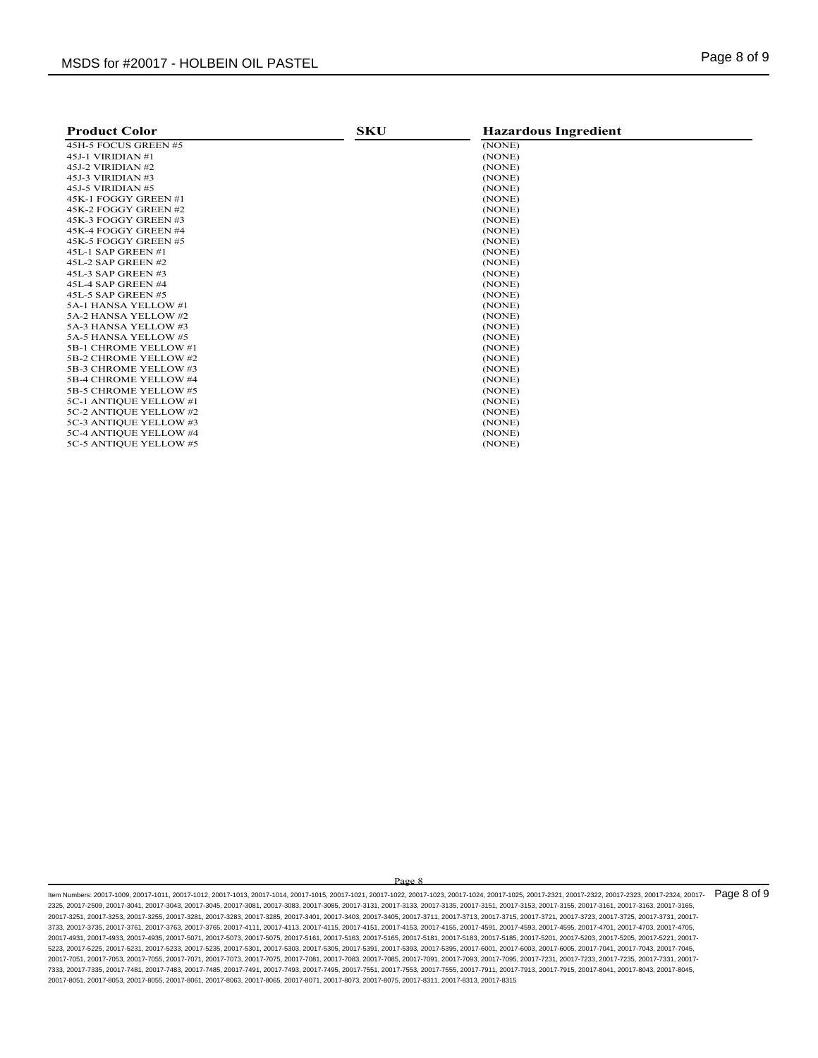| Product Color | SKU | Hazardous Ingredient |
|---|---|---|
| 45H-5 FOCUS GREEN #5 | | (NONE) |
| 45J-1 VIRIDIAN #1 | | (NONE) |
| 45J-2 VIRIDIAN #2 | | (NONE) |
| 45J-3 VIRIDIAN #3 | | (NONE) |
| 45J-5 VIRIDIAN #5 | | (NONE) |
| 45K-1 FOGGY GREEN #1 | | (NONE) |
| 45K-2 FOGGY GREEN #2 | | (NONE) |
| 45K-3 FOGGY GREEN #3 | | (NONE) |
| 45K-4 FOGGY GREEN #4 | | (NONE) |
| 45K-5 FOGGY GREEN #5 | | (NONE) |
| 45L-1 SAP GREEN #1 | | (NONE) |
| 45L-2 SAP GREEN #2 | | (NONE) |
| 45L-3 SAP GREEN #3 | | (NONE) |
| 45L-4 SAP GREEN #4 | | (NONE) |
| 45L-5 SAP GREEN #5 | | (NONE) |
| 5A-1 HANSA YELLOW #1 | | (NONE) |
| 5A-2 HANSA YELLOW #2 | | (NONE) |
| 5A-3 HANSA YELLOW #3 | | (NONE) |
| 5A-5 HANSA YELLOW #5 | | (NONE) |
| 5B-1 CHROME YELLOW #1 | | (NONE) |
| 5B-2 CHROME YELLOW #2 | | (NONE) |
| 5B-3 CHROME YELLOW #3 | | (NONE) |
| 5B-4 CHROME YELLOW #4 | | (NONE) |
| 5B-5 CHROME YELLOW #5 | | (NONE) |
| 5C-1 ANTIQUE YELLOW #1 | | (NONE) |
| 5C-2 ANTIQUE YELLOW #2 | | (NONE) |
| 5C-3 ANTIQUE YELLOW #3 | | (NONE) |
| 5C-4 ANTIQUE YELLOW #4 | | (NONE) |
| 5C-5 ANTIQUE YELLOW #5 | | (NONE) |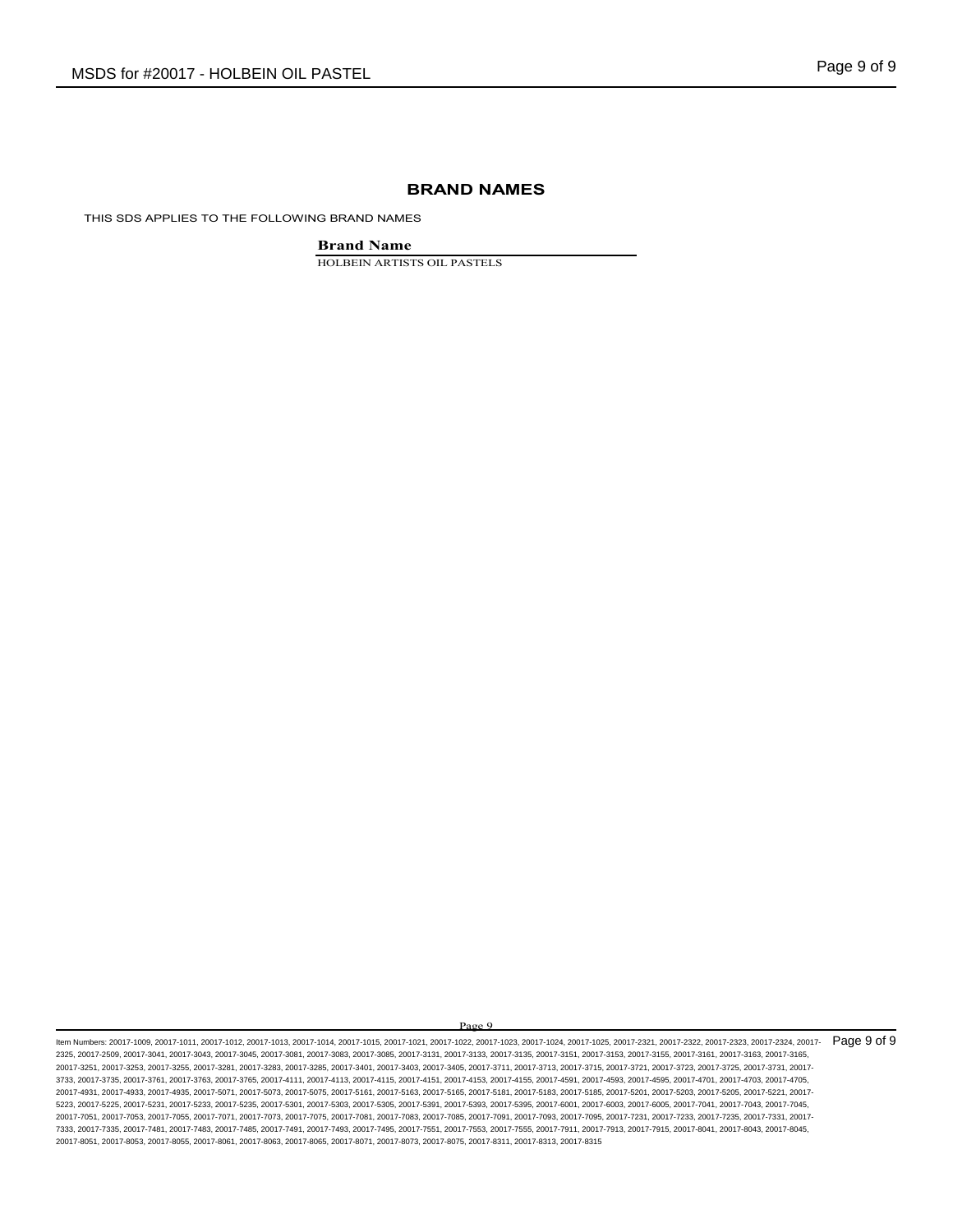## BRAND NAMES

THIS SDS APPLIES TO THE FOLLOWING BRAND NAMES

| Brand Name |
| --- |
| HOLBEIN ARTISTS OIL PASTELS |